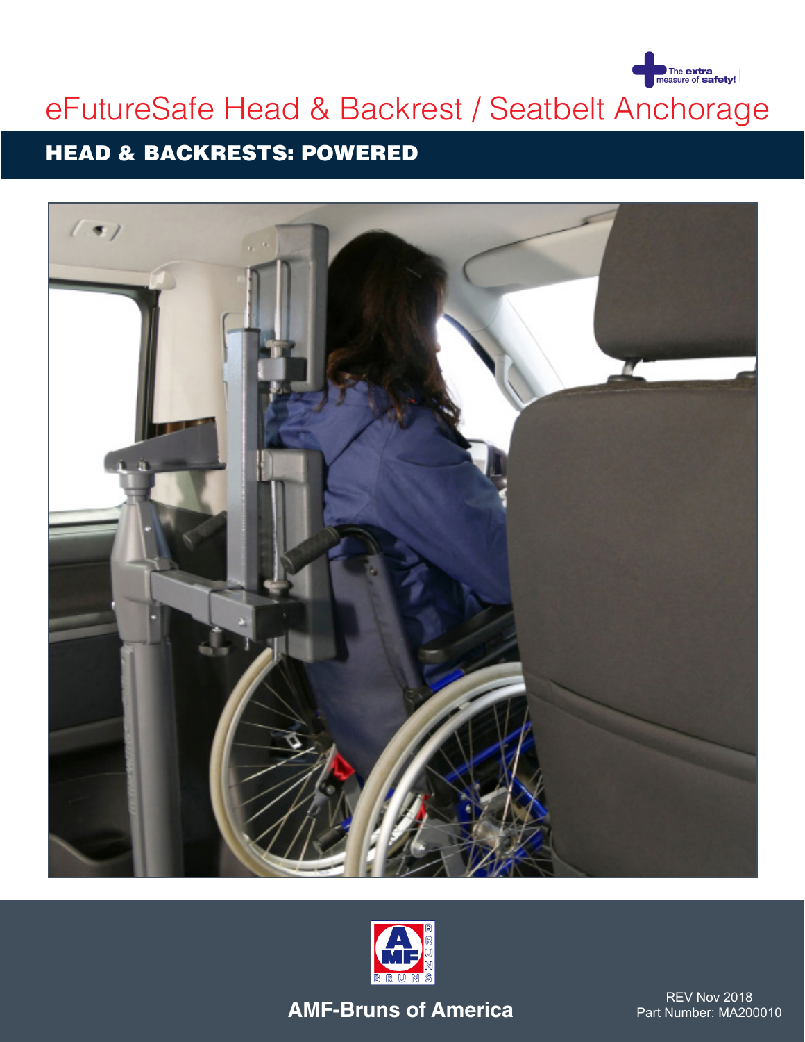The extra measure of safety!

# eFutureSafe Head & Backrest / Seatbelt Anchorage

## HEAD & BACKRESTS: POWERED

AMF-Bruns of America

REV Nov 2018
Part Number: MA200010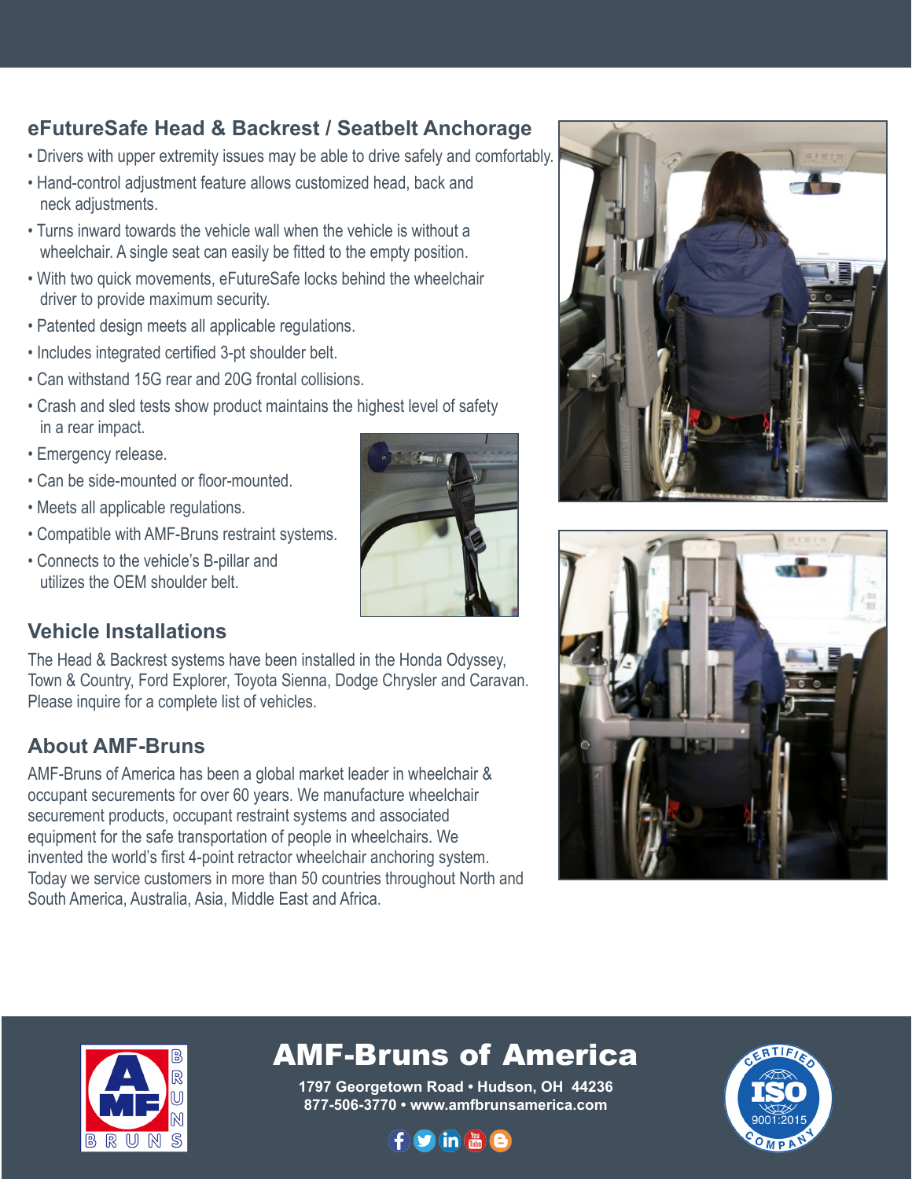## eFutureSafe Head & Backrest / Seatbelt Anchorage

- Drivers with upper extremity issues may be able to drive safely and comfortably.
- Hand-control adjustment feature allows customized head, back and neck adjustments.
- Turns inward towards the vehicle wall when the vehicle is without a wheelchair. A single seat can easily be fitted to the empty position.
- With two quick movements, eFutureSafe locks behind the wheelchair driver to provide maximum security.
- Patented design meets all applicable regulations.
- Includes integrated certified 3-pt shoulder belt.
- Can withstand 15G rear and 20G frontal collisions.
- Crash and sled tests show product maintains the highest level of safety in a rear impact.
- Emergency release.
- Can be side-mounted or floor-mounted.
- Meets all applicable regulations.
- Compatible with AMF-Bruns restraint systems.
- Connects to the vehicle's B-pillar and utilizes the OEM shoulder belt.

## Vehicle Installations

The Head & Backrest systems have been installed in the Honda Odyssey, Town & Country, Ford Explorer, Toyota Sienna, Dodge Chrysler and Caravan. Please inquire for a complete list of vehicles.

## About AMF-Bruns

AMF-Bruns of America has been a global market leader in wheelchair & occupant securements for over 60 years. We manufacture wheelchair securement products, occupant restraint systems and associated equipment for the safe transportation of people in wheelchairs. We invented the world's first 4-point retractor wheelchair anchoring system. Today we service customers in more than 50 countries throughout North and South America, Australia, Asia, Middle East and Africa.

**AMF-Bruns of America**

1797 Georgetown Road • Hudson, OH 44236
877-506-3770 • www.amfbrunsamerica.com

CERTIFIED ISO 9001:2015 COMPANY